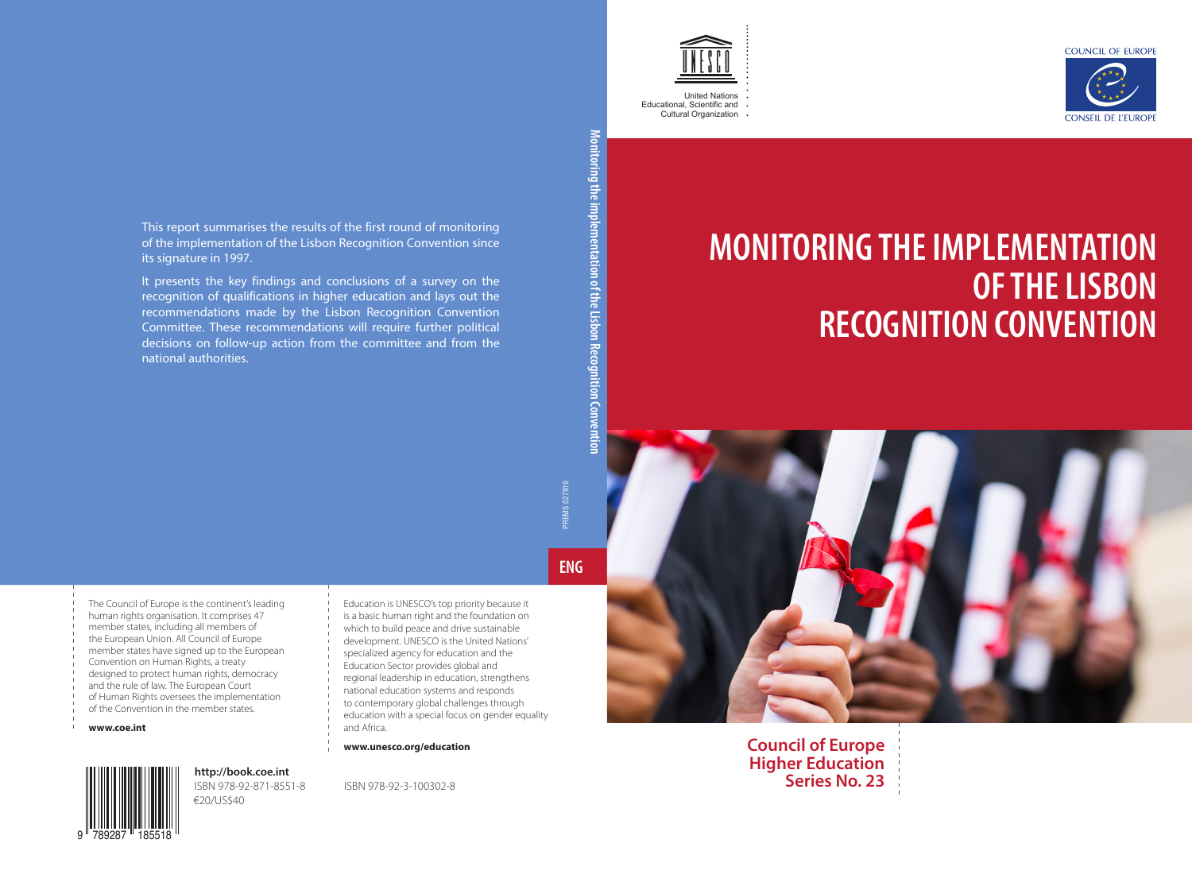# MONITORING THE IMPLEMENTATION OF THE LISBON RECOGNITION CONVENTION

COUNCIL OF EUROPE

CONSEIL DE L'EUROPE

United Nations Educational, Scientific and Cultural Organization

**Council of Europe Higher Education Series No. 23**

This report summarises the results of the first round of monitoring of the implementation of the Lisbon Recognition Convention since its signature in 1997.

It presents the key findings and conclusions of a survey on the recognition of qualifications in higher education and lays out the recommendations made by the Lisbon Recognition Convention Committee. These recommendations will require further political decisions on follow-up action from the committee and from the national authorities.

**ENG**

PREMS 027919

**Monitoring the implementation of the Lisbon Recognition Convention**

The Council of Europe is the continent's leading human rights organisation. It comprises 47 member states, including all members of the European Union. All Council of Europe member states have signed up to the European Convention on Human Rights, a treaty designed to protect human rights, democracy and the rule of law. The European Court of Human Rights oversees the implementation of the Convention in the member states.

**www.coe.int**

Education is UNESCO's top priority because it is a basic human right and the foundation on which to build peace and drive sustainable development. UNESCO is the United Nations' specialized agency for education and the Education Sector provides global and regional leadership in education, strengthens national education systems and responds to contemporary global challenges through education with a special focus on gender equality and Africa.

**www.unesco.org/education**

**http://book.coe.int**

ISBN 978-92-871-8551-8

€20/US$40

ISBN 978-92-3-100302-8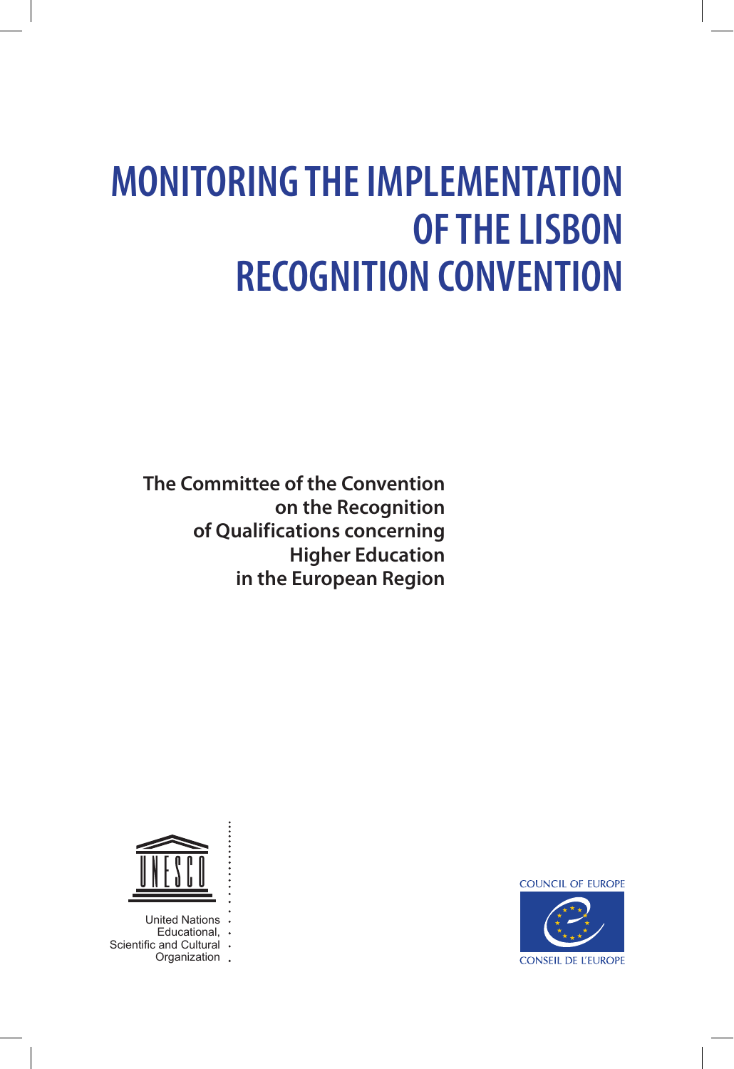# MONITORING THE IMPLEMENTATION OF THE LISBON RECOGNITION CONVENTION

**The Committee of the Convention on the Recognition of Qualifications concerning Higher Education in the European Region**

United Nations Educational, Scientific and Cultural Organization

COUNCIL OF EUROPE

CONSEIL DE L'EUROPE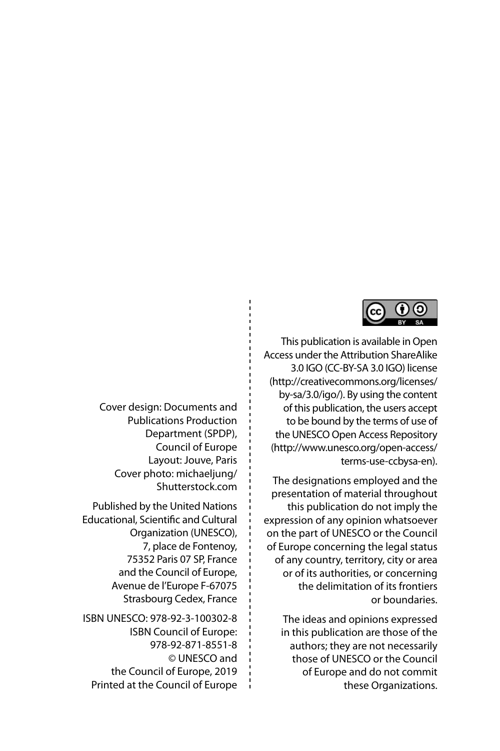Cover design: Documents and Publications Production Department (SPDP), Council of Europe
Layout: Jouve, Paris
Cover photo: michaeljung/Shutterstock.com

Published by the United Nations Educational, Scientific and Cultural Organization (UNESCO), 7, place de Fontenoy, 75352 Paris 07 SP, France and the Council of Europe, Avenue de l'Europe F-67075 Strasbourg Cedex, France

ISBN UNESCO: 978-92-3-100302-8
ISBN Council of Europe: 978-92-871-8551-8
© UNESCO and the Council of Europe, 2019
Printed at the Council of Europe

This publication is available in Open Access under the Attribution ShareAlike 3.0 IGO (CC-BY-SA 3.0 IGO) license (http://creativecommons.org/licenses/by-sa/3.0/igo/). By using the content of this publication, the users accept to be bound by the terms of use of the UNESCO Open Access Repository (http://www.unesco.org/open-access/terms-use-ccbysa-en).

The designations employed and the presentation of material throughout this publication do not imply the expression of any opinion whatsoever on the part of UNESCO or the Council of Europe concerning the legal status of any country, territory, city or area or of its authorities, or concerning the delimitation of its frontiers or boundaries.

The ideas and opinions expressed in this publication are those of the authors; they are not necessarily those of UNESCO or the Council of Europe and do not commit these Organizations.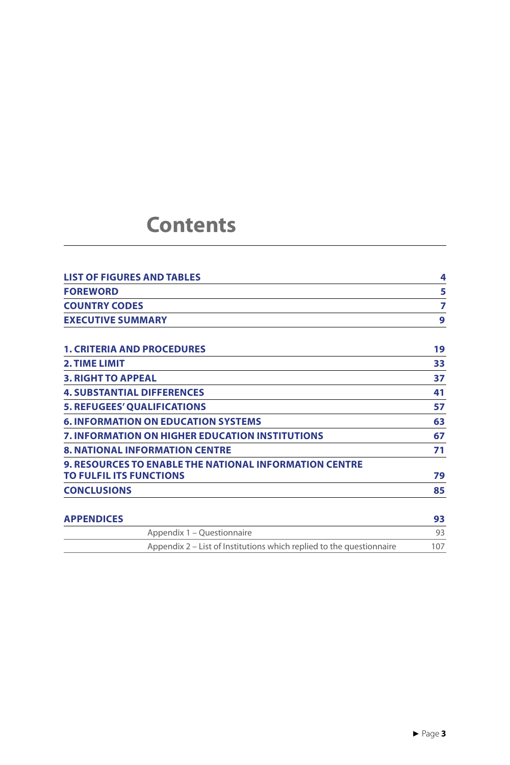# Contents

| | |
|---|---|
| **LIST OF FIGURES AND TABLES** | **4** |
| **FOREWORD** | **5** |
| **COUNTRY CODES** | **7** |
| **EXECUTIVE SUMMARY** | **9** |
| **1. CRITERIA AND PROCEDURES** | **19** |
| **2. TIME LIMIT** | **33** |
| **3. RIGHT TO APPEAL** | **37** |
| **4. SUBSTANTIAL DIFFERENCES** | **41** |
| **5. REFUGEES' QUALIFICATIONS** | **57** |
| **6. INFORMATION ON EDUCATION SYSTEMS** | **63** |
| **7. INFORMATION ON HIGHER EDUCATION INSTITUTIONS** | **67** |
| **8. NATIONAL INFORMATION CENTRE** | **71** |
| **9. RESOURCES TO ENABLE THE NATIONAL INFORMATION CENTRE TO FULFIL ITS FUNCTIONS** | **79** |
| **CONCLUSIONS** | **85** |
| **APPENDICES** | **93** |
| Appendix 1 – Questionnaire | 93 |
| Appendix 2 – List of Institutions which replied to the questionnaire | 107 |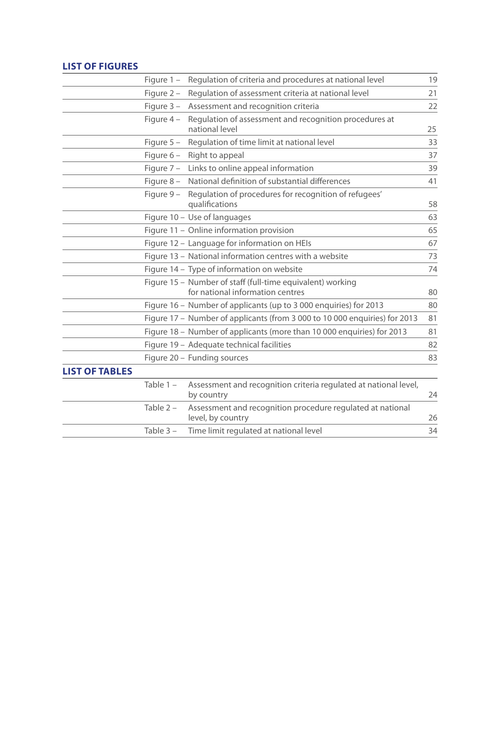## LIST OF FIGURES

| | | |
|---|---|---|
| Figure 1 – | Regulation of criteria and procedures at national level | 19 |
| Figure 2 – | Regulation of assessment criteria at national level | 21 |
| Figure 3 – | Assessment and recognition criteria | 22 |
| Figure 4 – | Regulation of assessment and recognition procedures at national level | 25 |
| Figure 5 – | Regulation of time limit at national level | 33 |
| Figure 6 – | Right to appeal | 37 |
| Figure 7 – | Links to online appeal information | 39 |
| Figure 8 – | National definition of substantial differences | 41 |
| Figure 9 – | Regulation of procedures for recognition of refugees' qualifications | 58 |
| Figure 10 – | Use of languages | 63 |
| Figure 11 – | Online information provision | 65 |
| Figure 12 – | Language for information on HEIs | 67 |
| Figure 13 – | National information centres with a website | 73 |
| Figure 14 – | Type of information on website | 74 |
| Figure 15 – | Number of staff (full-time equivalent) working for national information centres | 80 |
| Figure 16 – | Number of applicants (up to 3 000 enquiries) for 2013 | 80 |
| Figure 17 – | Number of applicants (from 3 000 to 10 000 enquiries) for 2013 | 81 |
| Figure 18 – | Number of applicants (more than 10 000 enquiries) for 2013 | 81 |
| Figure 19 – | Adequate technical facilities | 82 |
| Figure 20 – | Funding sources | 83 |

## LIST OF TABLES

| | | |
|---|---|---|
| Table 1 – | Assessment and recognition criteria regulated at national level, by country | 24 |
| Table 2 – | Assessment and recognition procedure regulated at national level, by country | 26 |
| Table 3 – | Time limit regulated at national level | 34 |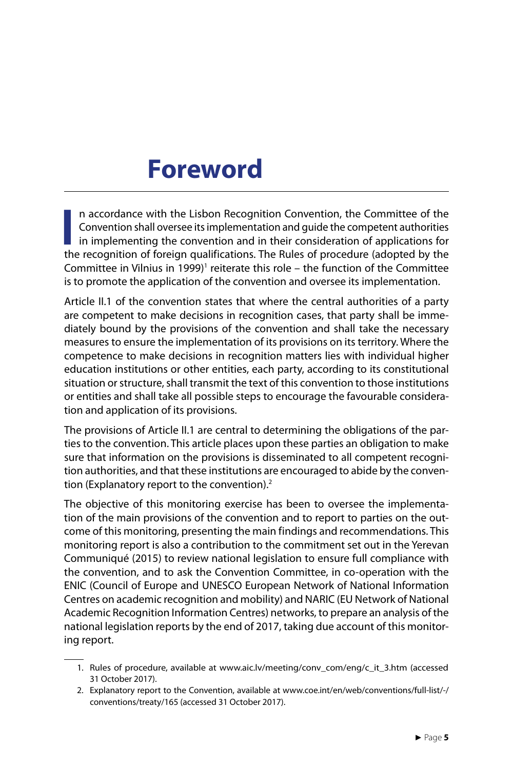# Foreword

In accordance with the Lisbon Recognition Convention, the Committee of the Convention shall oversee its implementation and guide the competent authorities in implementing the convention and in their consideration of applications for the recognition of foreign qualifications. The Rules of procedure (adopted by the Committee in Vilnius in 1999)[1] reiterate this role – the function of the Committee is to promote the application of the convention and oversee its implementation.

Article II.1 of the convention states that where the central authorities of a party are competent to make decisions in recognition cases, that party shall be immediately bound by the provisions of the convention and shall take the necessary measures to ensure the implementation of its provisions on its territory. Where the competence to make decisions in recognition matters lies with individual higher education institutions or other entities, each party, according to its constitutional situation or structure, shall transmit the text of this convention to those institutions or entities and shall take all possible steps to encourage the favourable consideration and application of its provisions.

The provisions of Article II.1 are central to determining the obligations of the parties to the convention. This article places upon these parties an obligation to make sure that information on the provisions is disseminated to all competent recognition authorities, and that these institutions are encouraged to abide by the convention (Explanatory report to the convention).[2]

The objective of this monitoring exercise has been to oversee the implementation of the main provisions of the convention and to report to parties on the outcome of this monitoring, presenting the main findings and recommendations. This monitoring report is also a contribution to the commitment set out in the Yerevan Communiqué (2015) to review national legislation to ensure full compliance with the convention, and to ask the Convention Committee, in co-operation with the ENIC (Council of Europe and UNESCO European Network of National Information Centres on academic recognition and mobility) and NARIC (EU Network of National Academic Recognition Information Centres) networks, to prepare an analysis of the national legislation reports by the end of 2017, taking due account of this monitoring report.

1. Rules of procedure, available at www.aic.lv/meeting/conv_com/eng/c_it_3.htm (accessed 31 October 2017).
2. Explanatory report to the Convention, available at www.coe.int/en/web/conventions/full-list/-/conventions/treaty/165 (accessed 31 October 2017).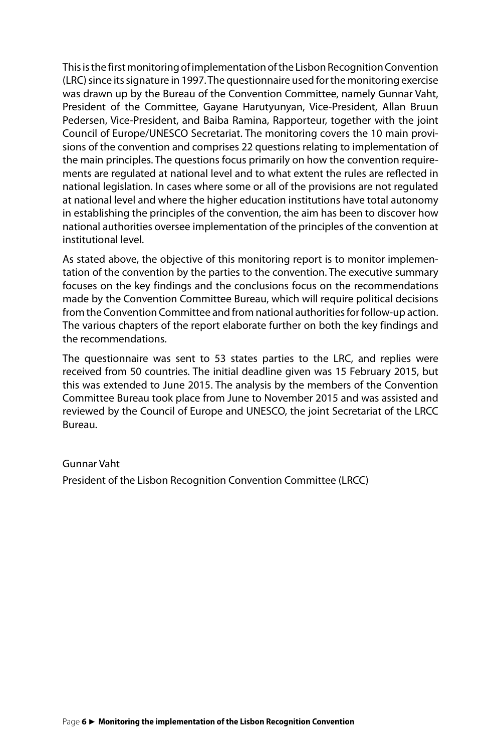This is the first monitoring of implementation of the Lisbon Recognition Convention (LRC) since its signature in 1997. The questionnaire used for the monitoring exercise was drawn up by the Bureau of the Convention Committee, namely Gunnar Vaht, President of the Committee, Gayane Harutyunyan, Vice-President, Allan Bruun Pedersen, Vice-President, and Baiba Ramina, Rapporteur, together with the joint Council of Europe/UNESCO Secretariat. The monitoring covers the 10 main provisions of the convention and comprises 22 questions relating to implementation of the main principles. The questions focus primarily on how the convention requirements are regulated at national level and to what extent the rules are reflected in national legislation. In cases where some or all of the provisions are not regulated at national level and where the higher education institutions have total autonomy in establishing the principles of the convention, the aim has been to discover how national authorities oversee implementation of the principles of the convention at institutional level.

As stated above, the objective of this monitoring report is to monitor implementation of the convention by the parties to the convention. The executive summary focuses on the key findings and the conclusions focus on the recommendations made by the Convention Committee Bureau, which will require political decisions from the Convention Committee and from national authorities for follow-up action. The various chapters of the report elaborate further on both the key findings and the recommendations.

The questionnaire was sent to 53 states parties to the LRC, and replies were received from 50 countries. The initial deadline given was 15 February 2015, but this was extended to June 2015. The analysis by the members of the Convention Committee Bureau took place from June to November 2015 and was assisted and reviewed by the Council of Europe and UNESCO, the joint Secretariat of the LRCC Bureau.

Gunnar Vaht

President of the Lisbon Recognition Convention Committee (LRCC)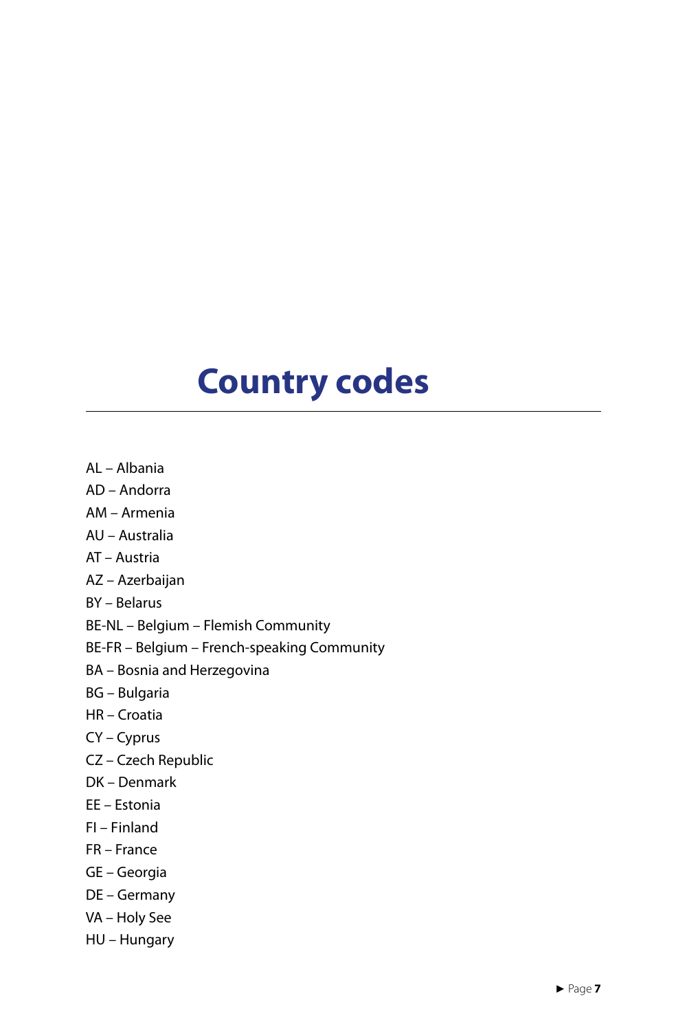# Country codes

AL – Albania

AD – Andorra

AM – Armenia

AU – Australia

AT – Austria

AZ – Azerbaijan

BY – Belarus

BE-NL – Belgium – Flemish Community

BE-FR – Belgium – French-speaking Community

BA – Bosnia and Herzegovina

BG – Bulgaria

HR – Croatia

CY – Cyprus

CZ – Czech Republic

DK – Denmark

EE – Estonia

FI – Finland

FR – France

GE – Georgia

DE – Germany

VA – Holy See

HU – Hungary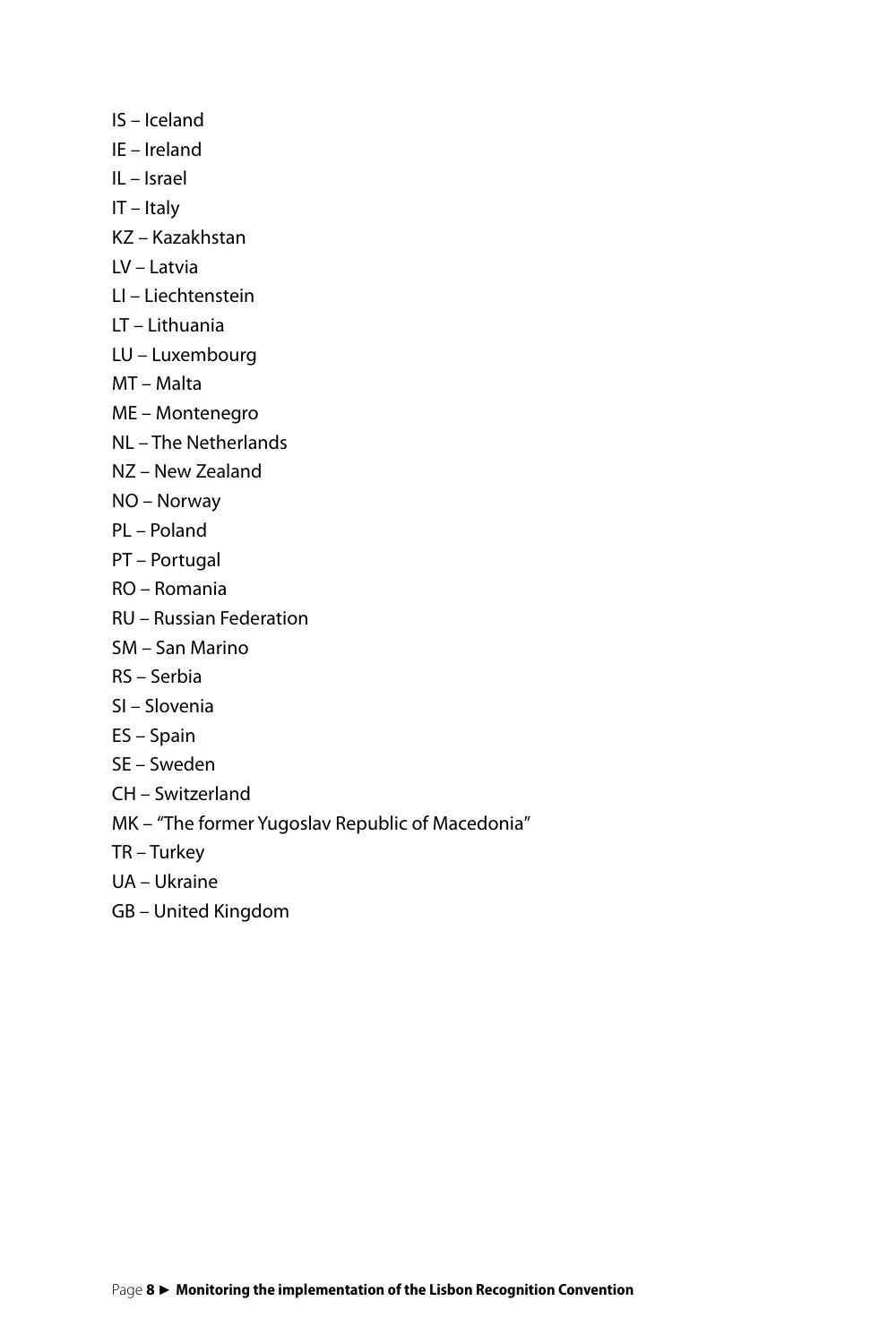IS – Iceland

IE – Ireland

IL – Israel

IT – Italy

KZ – Kazakhstan

LV – Latvia

LI – Liechtenstein

LT – Lithuania

LU – Luxembourg

MT – Malta

ME – Montenegro

NL – The Netherlands

NZ – New Zealand

NO – Norway

PL – Poland

PT – Portugal

RO – Romania

RU – Russian Federation

SM – San Marino

RS – Serbia

SI – Slovenia

ES – Spain

SE – Sweden

CH – Switzerland

MK – "The former Yugoslav Republic of Macedonia"

TR – Turkey

UA – Ukraine

GB – United Kingdom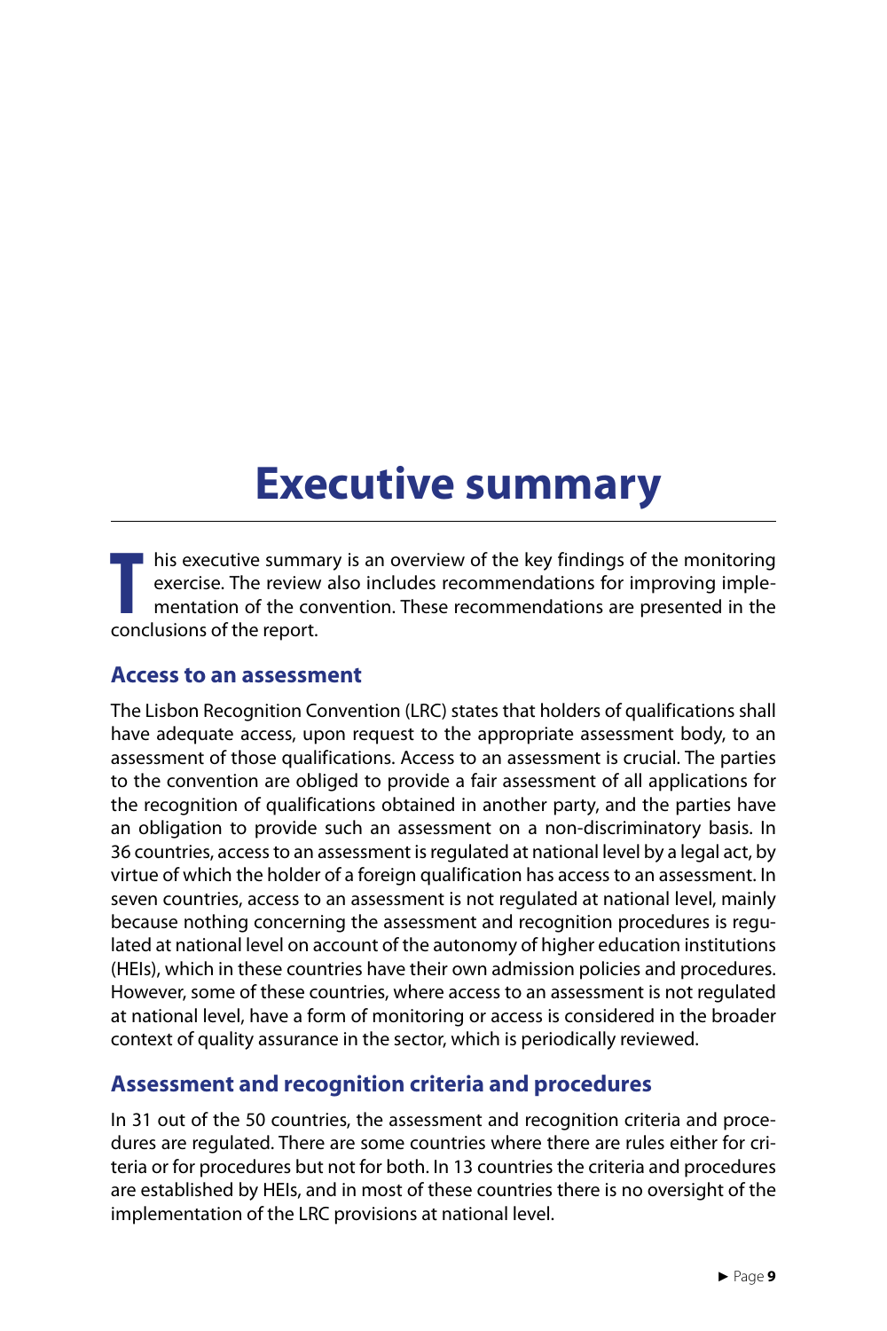# Executive summary

This executive summary is an overview of the key findings of the monitoring exercise. The review also includes recommendations for improving implementation of the convention. These recommendations are presented in the conclusions of the report.

## Access to an assessment

The Lisbon Recognition Convention (LRC) states that holders of qualifications shall have adequate access, upon request to the appropriate assessment body, to an assessment of those qualifications. Access to an assessment is crucial. The parties to the convention are obliged to provide a fair assessment of all applications for the recognition of qualifications obtained in another party, and the parties have an obligation to provide such an assessment on a non-discriminatory basis. In 36 countries, access to an assessment is regulated at national level by a legal act, by virtue of which the holder of a foreign qualification has access to an assessment. In seven countries, access to an assessment is not regulated at national level, mainly because nothing concerning the assessment and recognition procedures is regulated at national level on account of the autonomy of higher education institutions (HEIs), which in these countries have their own admission policies and procedures. However, some of these countries, where access to an assessment is not regulated at national level, have a form of monitoring or access is considered in the broader context of quality assurance in the sector, which is periodically reviewed.

## Assessment and recognition criteria and procedures

In 31 out of the 50 countries, the assessment and recognition criteria and procedures are regulated. There are some countries where there are rules either for criteria or for procedures but not for both. In 13 countries the criteria and procedures are established by HEIs, and in most of these countries there is no oversight of the implementation of the LRC provisions at national level.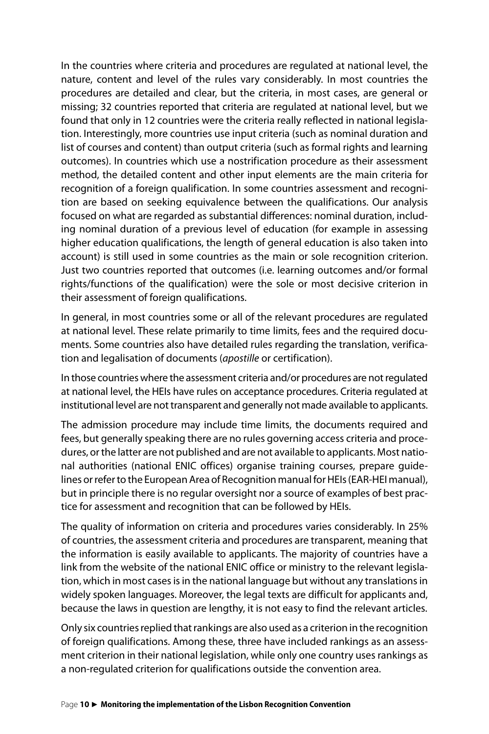In the countries where criteria and procedures are regulated at national level, the nature, content and level of the rules vary considerably. In most countries the procedures are detailed and clear, but the criteria, in most cases, are general or missing; 32 countries reported that criteria are regulated at national level, but we found that only in 12 countries were the criteria really reflected in national legislation. Interestingly, more countries use input criteria (such as nominal duration and list of courses and content) than output criteria (such as formal rights and learning outcomes). In countries which use a nostrification procedure as their assessment method, the detailed content and other input elements are the main criteria for recognition of a foreign qualification. In some countries assessment and recognition are based on seeking equivalence between the qualifications. Our analysis focused on what are regarded as substantial differences: nominal duration, including nominal duration of a previous level of education (for example in assessing higher education qualifications, the length of general education is also taken into account) is still used in some countries as the main or sole recognition criterion. Just two countries reported that outcomes (i.e. learning outcomes and/or formal rights/functions of the qualification) were the sole or most decisive criterion in their assessment of foreign qualifications.

In general, in most countries some or all of the relevant procedures are regulated at national level. These relate primarily to time limits, fees and the required documents. Some countries also have detailed rules regarding the translation, verification and legalisation of documents (*apostille* or certification).

In those countries where the assessment criteria and/or procedures are not regulated at national level, the HEIs have rules on acceptance procedures. Criteria regulated at institutional level are not transparent and generally not made available to applicants.

The admission procedure may include time limits, the documents required and fees, but generally speaking there are no rules governing access criteria and procedures, or the latter are not published and are not available to applicants. Most national authorities (national ENIC offices) organise training courses, prepare guidelines or refer to the European Area of Recognition manual for HEIs (EAR-HEI manual), but in principle there is no regular oversight nor a source of examples of best practice for assessment and recognition that can be followed by HEIs.

The quality of information on criteria and procedures varies considerably. In 25% of countries, the assessment criteria and procedures are transparent, meaning that the information is easily available to applicants. The majority of countries have a link from the website of the national ENIC office or ministry to the relevant legislation, which in most cases is in the national language but without any translations in widely spoken languages. Moreover, the legal texts are difficult for applicants and, because the laws in question are lengthy, it is not easy to find the relevant articles.

Only six countries replied that rankings are also used as a criterion in the recognition of foreign qualifications. Among these, three have included rankings as an assessment criterion in their national legislation, while only one country uses rankings as a non-regulated criterion for qualifications outside the convention area.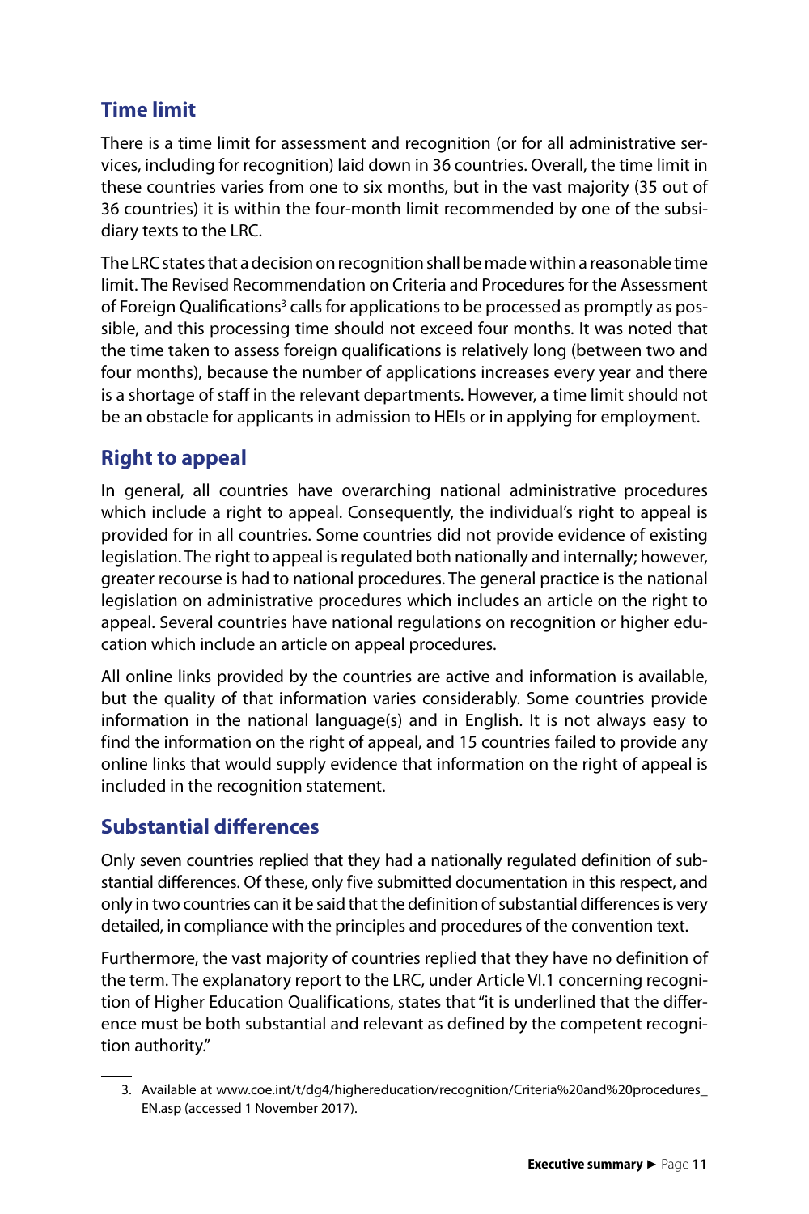## Time limit

There is a time limit for assessment and recognition (or for all administrative services, including for recognition) laid down in 36 countries. Overall, the time limit in these countries varies from one to six months, but in the vast majority (35 out of 36 countries) it is within the four-month limit recommended by one of the subsidiary texts to the LRC.

The LRC states that a decision on recognition shall be made within a reasonable time limit. The Revised Recommendation on Criteria and Procedures for the Assessment of Foreign Qualifications[3] calls for applications to be processed as promptly as possible, and this processing time should not exceed four months. It was noted that the time taken to assess foreign qualifications is relatively long (between two and four months), because the number of applications increases every year and there is a shortage of staff in the relevant departments. However, a time limit should not be an obstacle for applicants in admission to HEIs or in applying for employment.

## Right to appeal

In general, all countries have overarching national administrative procedures which include a right to appeal. Consequently, the individual's right to appeal is provided for in all countries. Some countries did not provide evidence of existing legislation. The right to appeal is regulated both nationally and internally; however, greater recourse is had to national procedures. The general practice is the national legislation on administrative procedures which includes an article on the right to appeal. Several countries have national regulations on recognition or higher education which include an article on appeal procedures.

All online links provided by the countries are active and information is available, but the quality of that information varies considerably. Some countries provide information in the national language(s) and in English. It is not always easy to find the information on the right of appeal, and 15 countries failed to provide any online links that would supply evidence that information on the right of appeal is included in the recognition statement.

## Substantial differences

Only seven countries replied that they had a nationally regulated definition of substantial differences. Of these, only five submitted documentation in this respect, and only in two countries can it be said that the definition of substantial differences is very detailed, in compliance with the principles and procedures of the convention text.

Furthermore, the vast majority of countries replied that they have no definition of the term. The explanatory report to the LRC, under Article VI.1 concerning recognition of Higher Education Qualifications, states that "it is underlined that the difference must be both substantial and relevant as defined by the competent recognition authority."

3. Available at www.coe.int/t/dg4/highereducation/recognition/Criteria%20and%20procedures_EN.asp (accessed 1 November 2017).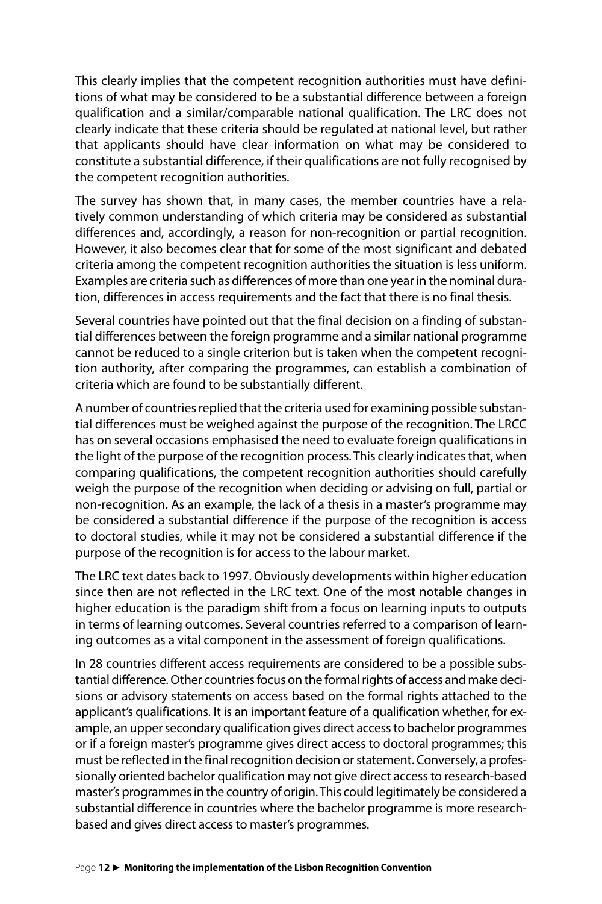This clearly implies that the competent recognition authorities must have definitions of what may be considered to be a substantial difference between a foreign qualification and a similar/comparable national qualification. The LRC does not clearly indicate that these criteria should be regulated at national level, but rather that applicants should have clear information on what may be considered to constitute a substantial difference, if their qualifications are not fully recognised by the competent recognition authorities.

The survey has shown that, in many cases, the member countries have a relatively common understanding of which criteria may be considered as substantial differences and, accordingly, a reason for non-recognition or partial recognition. However, it also becomes clear that for some of the most significant and debated criteria among the competent recognition authorities the situation is less uniform. Examples are criteria such as differences of more than one year in the nominal duration, differences in access requirements and the fact that there is no final thesis.

Several countries have pointed out that the final decision on a finding of substantial differences between the foreign programme and a similar national programme cannot be reduced to a single criterion but is taken when the competent recognition authority, after comparing the programmes, can establish a combination of criteria which are found to be substantially different.

A number of countries replied that the criteria used for examining possible substantial differences must be weighed against the purpose of the recognition. The LRCC has on several occasions emphasised the need to evaluate foreign qualifications in the light of the purpose of the recognition process. This clearly indicates that, when comparing qualifications, the competent recognition authorities should carefully weigh the purpose of the recognition when deciding or advising on full, partial or non-recognition. As an example, the lack of a thesis in a master's programme may be considered a substantial difference if the purpose of the recognition is access to doctoral studies, while it may not be considered a substantial difference if the purpose of the recognition is for access to the labour market.

The LRC text dates back to 1997. Obviously developments within higher education since then are not reflected in the LRC text. One of the most notable changes in higher education is the paradigm shift from a focus on learning inputs to outputs in terms of learning outcomes. Several countries referred to a comparison of learning outcomes as a vital component in the assessment of foreign qualifications.

In 28 countries different access requirements are considered to be a possible substantial difference. Other countries focus on the formal rights of access and make decisions or advisory statements on access based on the formal rights attached to the applicant's qualifications. It is an important feature of a qualification whether, for example, an upper secondary qualification gives direct access to bachelor programmes or if a foreign master's programme gives direct access to doctoral programmes; this must be reflected in the final recognition decision or statement. Conversely, a professionally oriented bachelor qualification may not give direct access to research-based master's programmes in the country of origin. This could legitimately be considered a substantial difference in countries where the bachelor programme is more research-based and gives direct access to master's programmes.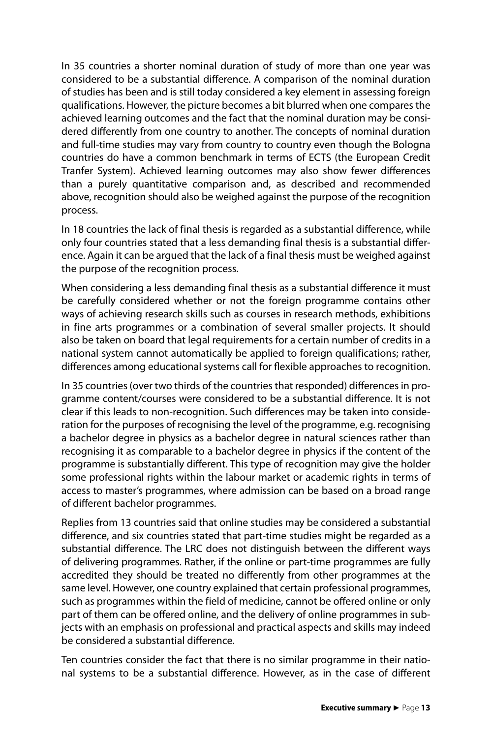In 35 countries a shorter nominal duration of study of more than one year was considered to be a substantial difference. A comparison of the nominal duration of studies has been and is still today considered a key element in assessing foreign qualifications. However, the picture becomes a bit blurred when one compares the achieved learning outcomes and the fact that the nominal duration may be considered differently from one country to another. The concepts of nominal duration and full-time studies may vary from country to country even though the Bologna countries do have a common benchmark in terms of ECTS (the European Credit Tranfer System). Achieved learning outcomes may also show fewer differences than a purely quantitative comparison and, as described and recommended above, recognition should also be weighed against the purpose of the recognition process.

In 18 countries the lack of final thesis is regarded as a substantial difference, while only four countries stated that a less demanding final thesis is a substantial difference. Again it can be argued that the lack of a final thesis must be weighed against the purpose of the recognition process.

When considering a less demanding final thesis as a substantial difference it must be carefully considered whether or not the foreign programme contains other ways of achieving research skills such as courses in research methods, exhibitions in fine arts programmes or a combination of several smaller projects. It should also be taken on board that legal requirements for a certain number of credits in a national system cannot automatically be applied to foreign qualifications; rather, differences among educational systems call for flexible approaches to recognition.

In 35 countries (over two thirds of the countries that responded) differences in programme content/courses were considered to be a substantial difference. It is not clear if this leads to non-recognition. Such differences may be taken into consideration for the purposes of recognising the level of the programme, e.g. recognising a bachelor degree in physics as a bachelor degree in natural sciences rather than recognising it as comparable to a bachelor degree in physics if the content of the programme is substantially different. This type of recognition may give the holder some professional rights within the labour market or academic rights in terms of access to master's programmes, where admission can be based on a broad range of different bachelor programmes.

Replies from 13 countries said that online studies may be considered a substantial difference, and six countries stated that part-time studies might be regarded as a substantial difference. The LRC does not distinguish between the different ways of delivering programmes. Rather, if the online or part-time programmes are fully accredited they should be treated no differently from other programmes at the same level. However, one country explained that certain professional programmes, such as programmes within the field of medicine, cannot be offered online or only part of them can be offered online, and the delivery of online programmes in subjects with an emphasis on professional and practical aspects and skills may indeed be considered a substantial difference.

Ten countries consider the fact that there is no similar programme in their national systems to be a substantial difference. However, as in the case of different